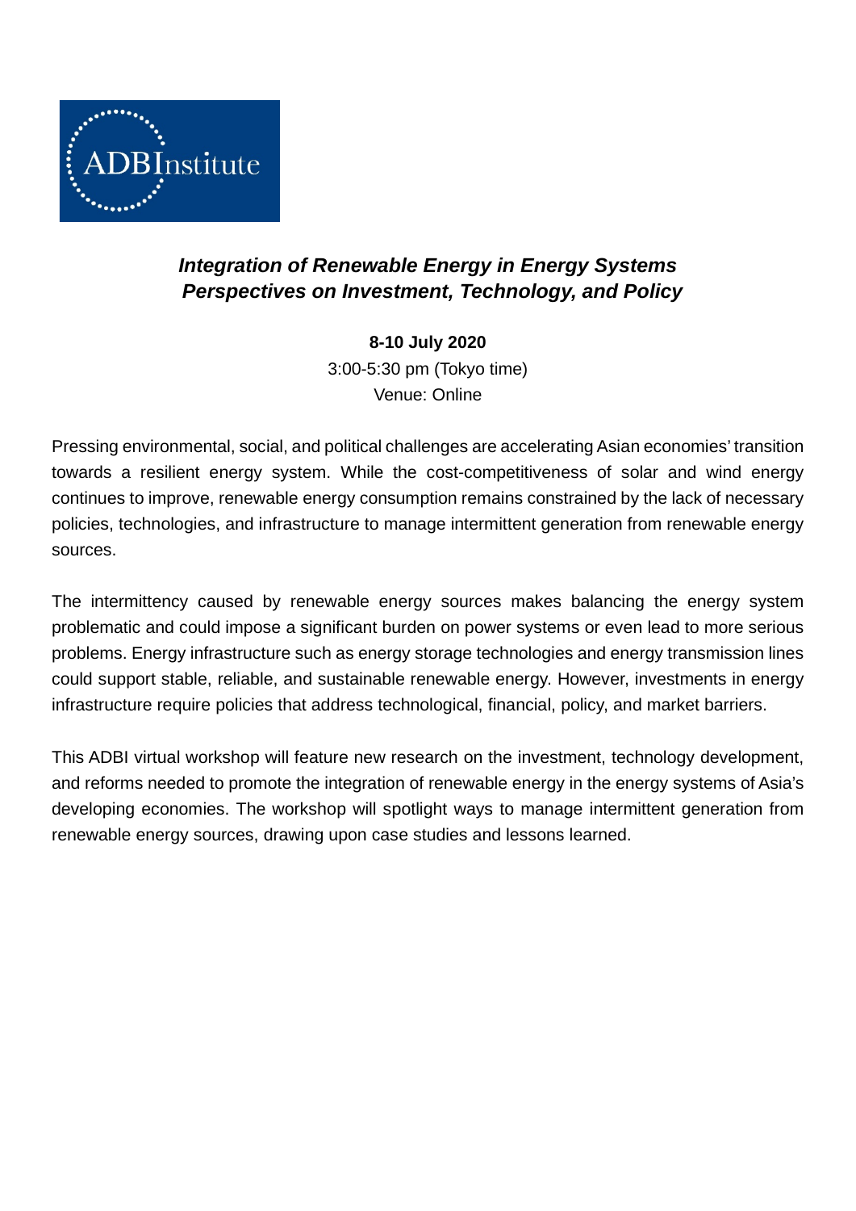ADBInstitute

# *Integration of Renewable Energy in Energy Systems*
# *Perspectives on Investment, Technology, and Policy*

**8-10 July 2020**
3:00-5:30 pm (Tokyo time)
Venue: Online

Pressing environmental, social, and political challenges are accelerating Asian economies' transition towards a resilient energy system. While the cost-competitiveness of solar and wind energy continues to improve, renewable energy consumption remains constrained by the lack of necessary policies, technologies, and infrastructure to manage intermittent generation from renewable energy sources.

The intermittency caused by renewable energy sources makes balancing the energy system problematic and could impose a significant burden on power systems or even lead to more serious problems. Energy infrastructure such as energy storage technologies and energy transmission lines could support stable, reliable, and sustainable renewable energy. However, investments in energy infrastructure require policies that address technological, financial, policy, and market barriers.

This ADBI virtual workshop will feature new research on the investment, technology development, and reforms needed to promote the integration of renewable energy in the energy systems of Asia's developing economies. The workshop will spotlight ways to manage intermittent generation from renewable energy sources, drawing upon case studies and lessons learned.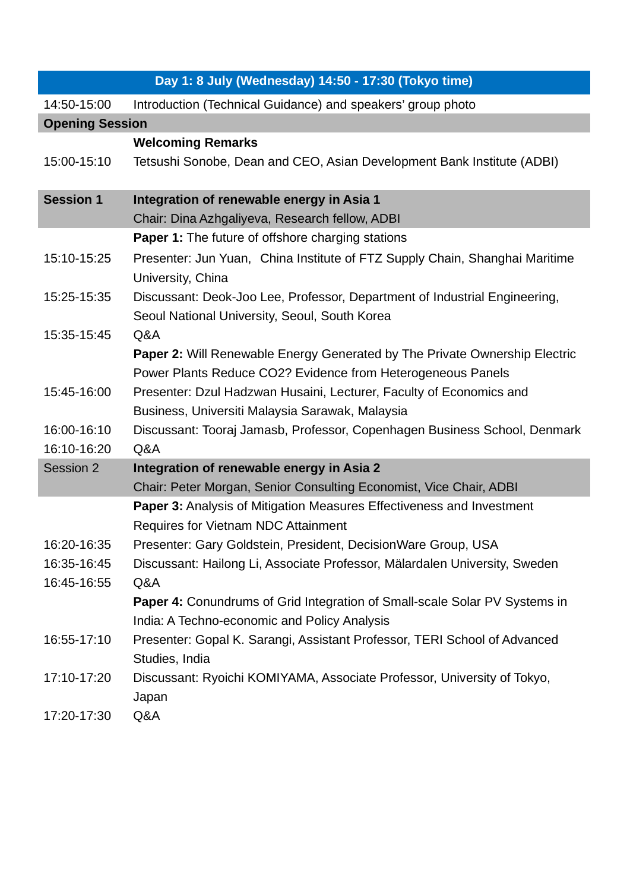| Day 1: 8 July (Wednesday) 14:50 - 17:30 (Tokyo time) | |
|---|---|
| 14:50-15:00 | Introduction (Technical Guidance) and speakers' group photo |
| **Opening Session** | |
| | **Welcoming Remarks** |
| 15:00-15:10 | Tetsushi Sonobe, Dean and CEO, Asian Development Bank Institute (ADBI) |
| **Session 1** | **Integration of renewable energy in Asia 1** |
| | Chair: Dina Azhgaliyeva, Research fellow, ADBI |
| | **Paper 1:** The future of offshore charging stations |
| 15:10-15:25 | Presenter: Jun Yuan, China Institute of FTZ Supply Chain, Shanghai Maritime University, China |
| 15:25-15:35 | Discussant: Deok-Joo Lee, Professor, Department of Industrial Engineering, Seoul National University, Seoul, South Korea |
| 15:35-15:45 | Q&A |
| | **Paper 2:** Will Renewable Energy Generated by The Private Ownership Electric Power Plants Reduce CO2? Evidence from Heterogeneous Panels |
| 15:45-16:00 | Presenter: Dzul Hadzwan Husaini, Lecturer, Faculty of Economics and Business, Universiti Malaysia Sarawak, Malaysia |
| 16:00-16:10 | Discussant: Tooraj Jamasb, Professor, Copenhagen Business School, Denmark |
| 16:10-16:20 | Q&A |
| Session 2 | **Integration of renewable energy in Asia 2** |
| | Chair: Peter Morgan, Senior Consulting Economist, Vice Chair, ADBI |
| | **Paper 3:** Analysis of Mitigation Measures Effectiveness and Investment Requires for Vietnam NDC Attainment |
| 16:20-16:35 | Presenter: Gary Goldstein, President, DecisionWare Group, USA |
| 16:35-16:45 | Discussant: Hailong Li, Associate Professor, Mälardalen University, Sweden |
| 16:45-16:55 | Q&A |
| | **Paper 4:** Conundrums of Grid Integration of Small-scale Solar PV Systems in India: A Techno-economic and Policy Analysis |
| 16:55-17:10 | Presenter: Gopal K. Sarangi, Assistant Professor, TERI School of Advanced Studies, India |
| 17:10-17:20 | Discussant: Ryoichi KOMIYAMA, Associate Professor, University of Tokyo, Japan |
| 17:20-17:30 | Q&A |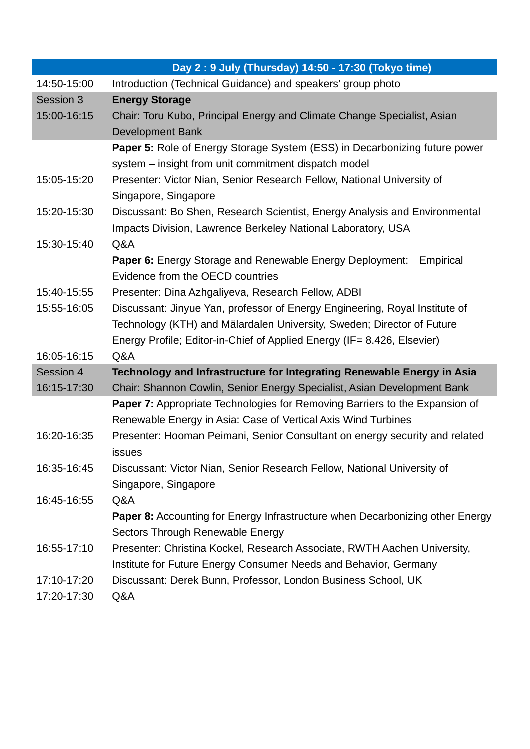| Day 2 : 9 July (Thursday) 14:50 - 17:30 (Tokyo time) | |
|---|---|
| 14:50-15:00 | Introduction (Technical Guidance) and speakers' group photo |
| Session 3 | **Energy Storage** |
| 15:00-16:15 | Chair: Toru Kubo, Principal Energy and Climate Change Specialist, Asian Development Bank |
| | **Paper 5:** Role of Energy Storage System (ESS) in Decarbonizing future power system – insight from unit commitment dispatch model |
| 15:05-15:20 | Presenter: Victor Nian, Senior Research Fellow, National University of Singapore, Singapore |
| 15:20-15:30 | Discussant: Bo Shen, Research Scientist, Energy Analysis and Environmental Impacts Division, Lawrence Berkeley National Laboratory, USA |
| 15:30-15:40 | Q&A |
| | **Paper 6:** Energy Storage and Renewable Energy Deployment: Empirical Evidence from the OECD countries |
| 15:40-15:55 | Presenter: Dina Azhgaliyeva, Research Fellow, ADBI |
| 15:55-16:05 | Discussant: Jinyue Yan, professor of Energy Engineering, Royal Institute of Technology (KTH) and Mälardalen University, Sweden; Director of Future Energy Profile; Editor-in-Chief of Applied Energy (IF= 8.426, Elsevier) |
| 16:05-16:15 | Q&A |
| Session 4 | **Technology and Infrastructure for Integrating Renewable Energy in Asia** |
| 16:15-17:30 | Chair: Shannon Cowlin, Senior Energy Specialist, Asian Development Bank |
| | **Paper 7:** Appropriate Technologies for Removing Barriers to the Expansion of Renewable Energy in Asia: Case of Vertical Axis Wind Turbines |
| 16:20-16:35 | Presenter: Hooman Peimani, Senior Consultant on energy security and related issues |
| 16:35-16:45 | Discussant: Victor Nian, Senior Research Fellow, National University of Singapore, Singapore |
| 16:45-16:55 | Q&A |
| | **Paper 8:** Accounting for Energy Infrastructure when Decarbonizing other Energy Sectors Through Renewable Energy |
| 16:55-17:10 | Presenter: Christina Kockel, Research Associate, RWTH Aachen University, Institute for Future Energy Consumer Needs and Behavior, Germany |
| 17:10-17:20 | Discussant: Derek Bunn, Professor, London Business School, UK |
| 17:20-17:30 | Q&A |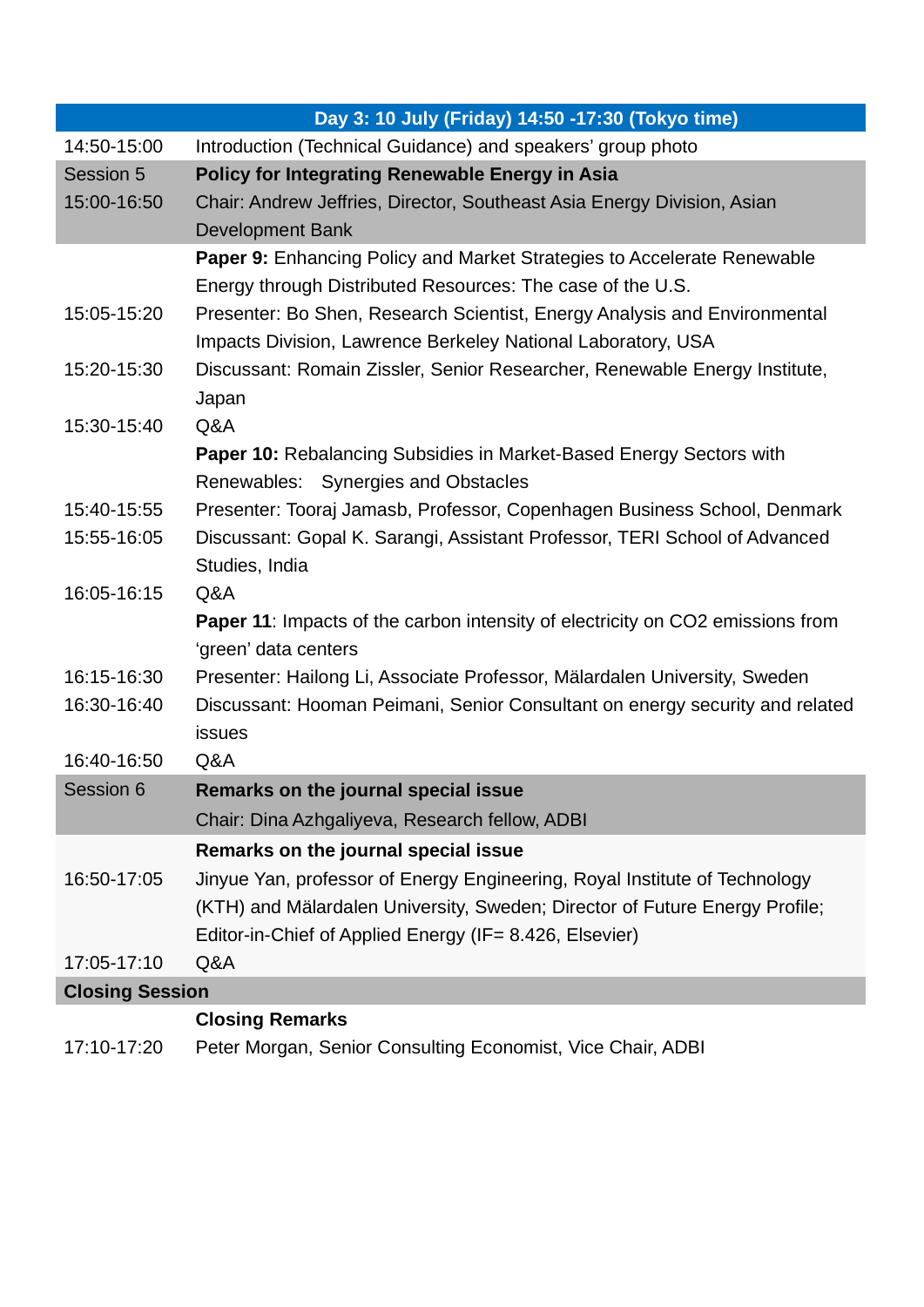| Day 3: 10 July (Friday) 14:50 -17:30 (Tokyo time) | |
|---|---|
| 14:50-15:00 | Introduction (Technical Guidance) and speakers' group photo |
| Session 5 | **Policy for Integrating Renewable Energy in Asia** |
| 15:00-16:50 | Chair: Andrew Jeffries, Director, Southeast Asia Energy Division, Asian Development Bank |
| | **Paper 9:** Enhancing Policy and Market Strategies to Accelerate Renewable Energy through Distributed Resources: The case of the U.S. |
| 15:05-15:20 | Presenter: Bo Shen, Research Scientist, Energy Analysis and Environmental Impacts Division, Lawrence Berkeley National Laboratory, USA |
| 15:20-15:30 | Discussant: Romain Zissler, Senior Researcher, Renewable Energy Institute, Japan |
| 15:30-15:40 | Q&A |
| | **Paper 10:** Rebalancing Subsidies in Market-Based Energy Sectors with Renewables: Synergies and Obstacles |
| 15:40-15:55 | Presenter: Tooraj Jamasb, Professor, Copenhagen Business School, Denmark |
| 15:55-16:05 | Discussant: Gopal K. Sarangi, Assistant Professor, TERI School of Advanced Studies, India |
| 16:05-16:15 | Q&A |
| | **Paper 11**: Impacts of the carbon intensity of electricity on CO2 emissions from 'green' data centers |
| 16:15-16:30 | Presenter: Hailong Li, Associate Professor, Mälardalen University, Sweden |
| 16:30-16:40 | Discussant: Hooman Peimani, Senior Consultant on energy security and related issues |
| 16:40-16:50 | Q&A |
| Session 6 | **Remarks on the journal special issue** |
| | Chair: Dina Azhgaliyeva, Research fellow, ADBI |
| | **Remarks on the journal special issue** |
| 16:50-17:05 | Jinyue Yan, professor of Energy Engineering, Royal Institute of Technology (KTH) and Mälardalen University, Sweden; Director of Future Energy Profile; Editor-in-Chief of Applied Energy (IF= 8.426, Elsevier) |
| 17:05-17:10 | Q&A |
| **Closing Session** | |
| | **Closing Remarks** |
| 17:10-17:20 | Peter Morgan, Senior Consulting Economist, Vice Chair, ADBI |